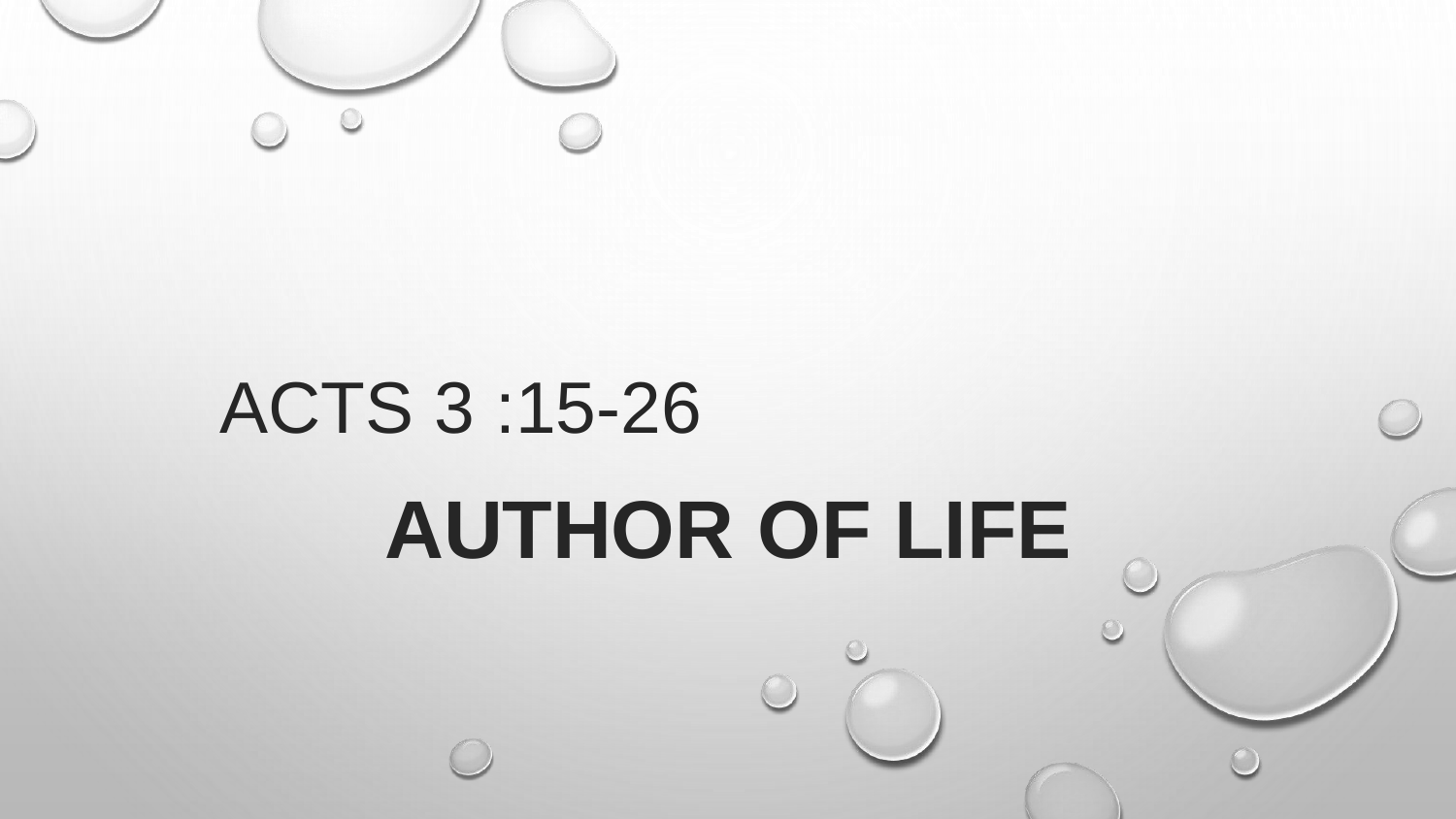ACTS 3 :15-26

# AUTHOR OF LIFE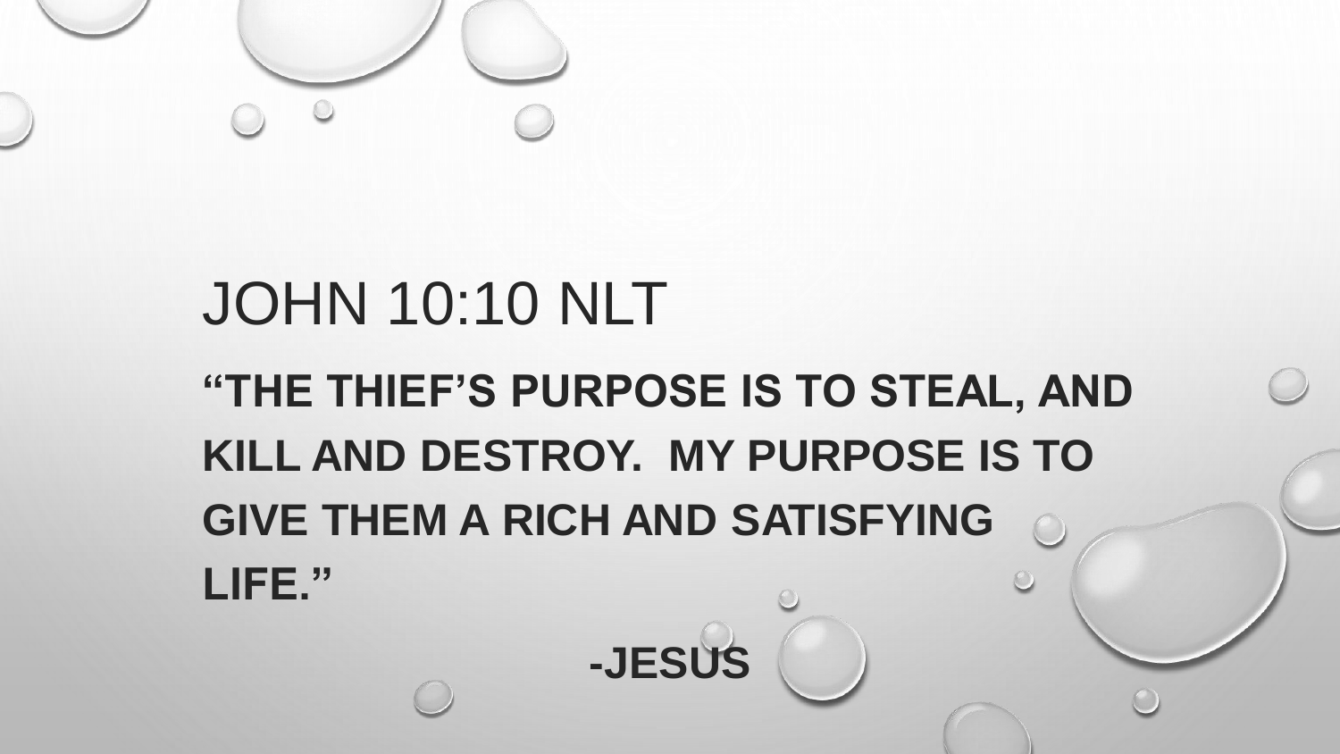# JOHN 10:10 NLT

**"THE THIEF'S PURPOSE IS TO STEAL, AND KILL AND DESTROY. MY PURPOSE IS TO GIVE THEM A RICH AND SATISFYING LIFE."**

**-JESUS**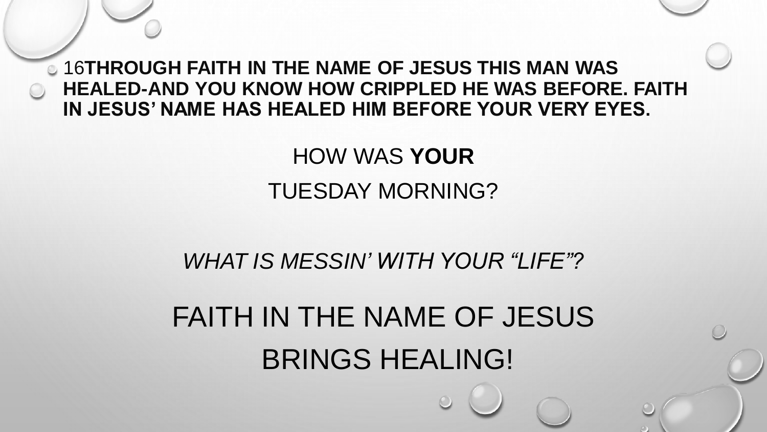- 16**THROUGH FAITH IN THE NAME OF JESUS THIS MAN WAS HEALED-AND YOU KNOW HOW CRIPPLED HE WAS BEFORE. FAITH IN JESUS' NAME HAS HEALED HIM BEFORE YOUR VERY EYES.**

HOW WAS **YOUR**

TUESDAY MORNING?

*WHAT IS MESSIN' WITH YOUR "LIFE"?*

FAITH IN THE NAME OF JESUS

BRINGS HEALING!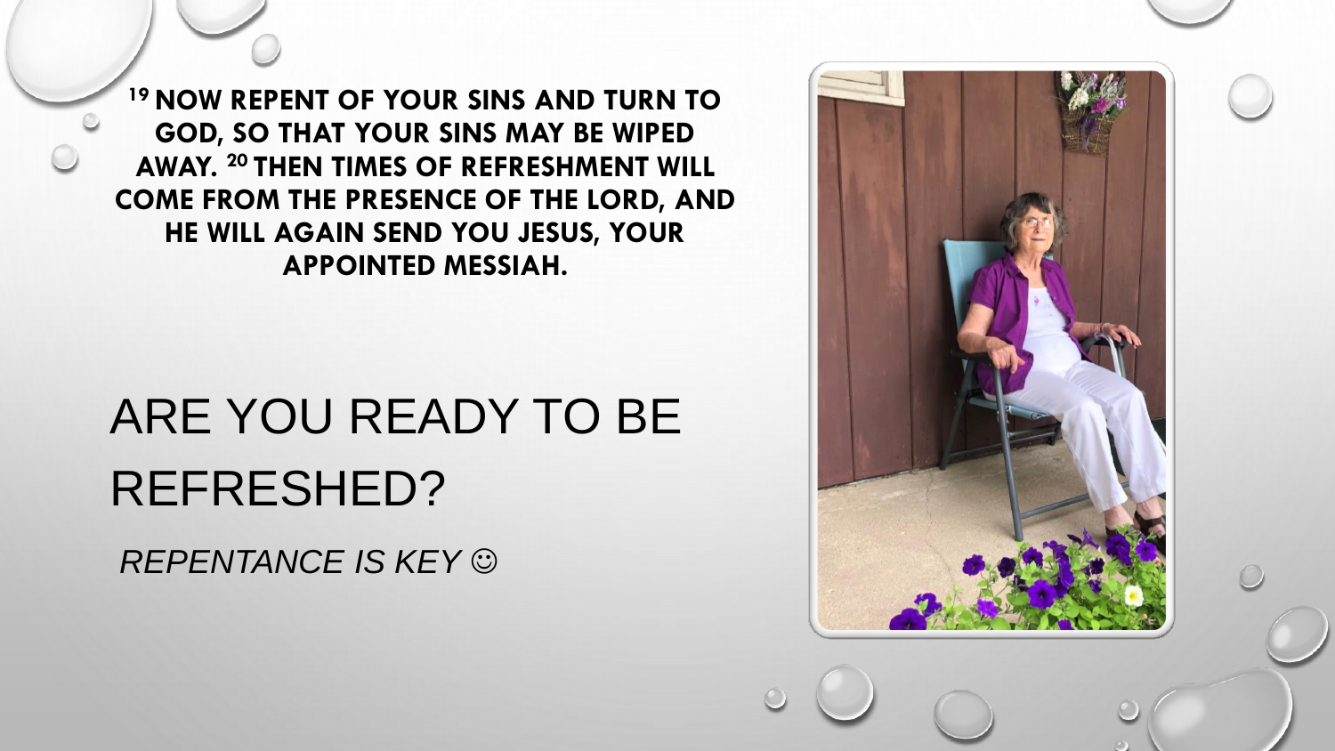[19] **NOW REPENT OF YOUR SINS AND TURN TO GOD, SO THAT YOUR SINS MAY BE WIPED AWAY.** [20] **THEN TIMES OF REFRESHMENT WILL COME FROM THE PRESENCE OF THE LORD, AND HE WILL AGAIN SEND YOU JESUS, YOUR APPOINTED MESSIAH.**

# ARE YOU READY TO BE REFRESHED?

*REPENTANCE IS KEY ☺*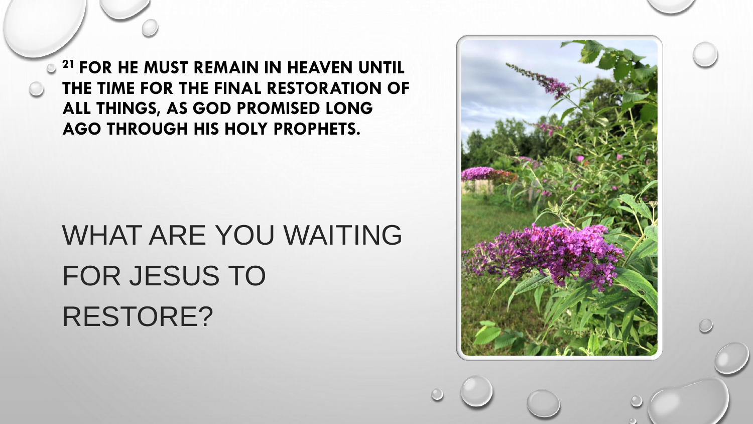**[21] FOR HE MUST REMAIN IN HEAVEN UNTIL THE TIME FOR THE FINAL RESTORATION OF ALL THINGS, AS GOD PROMISED LONG AGO THROUGH HIS HOLY PROPHETS.**

# WHAT ARE YOU WAITING FOR JESUS TO RESTORE?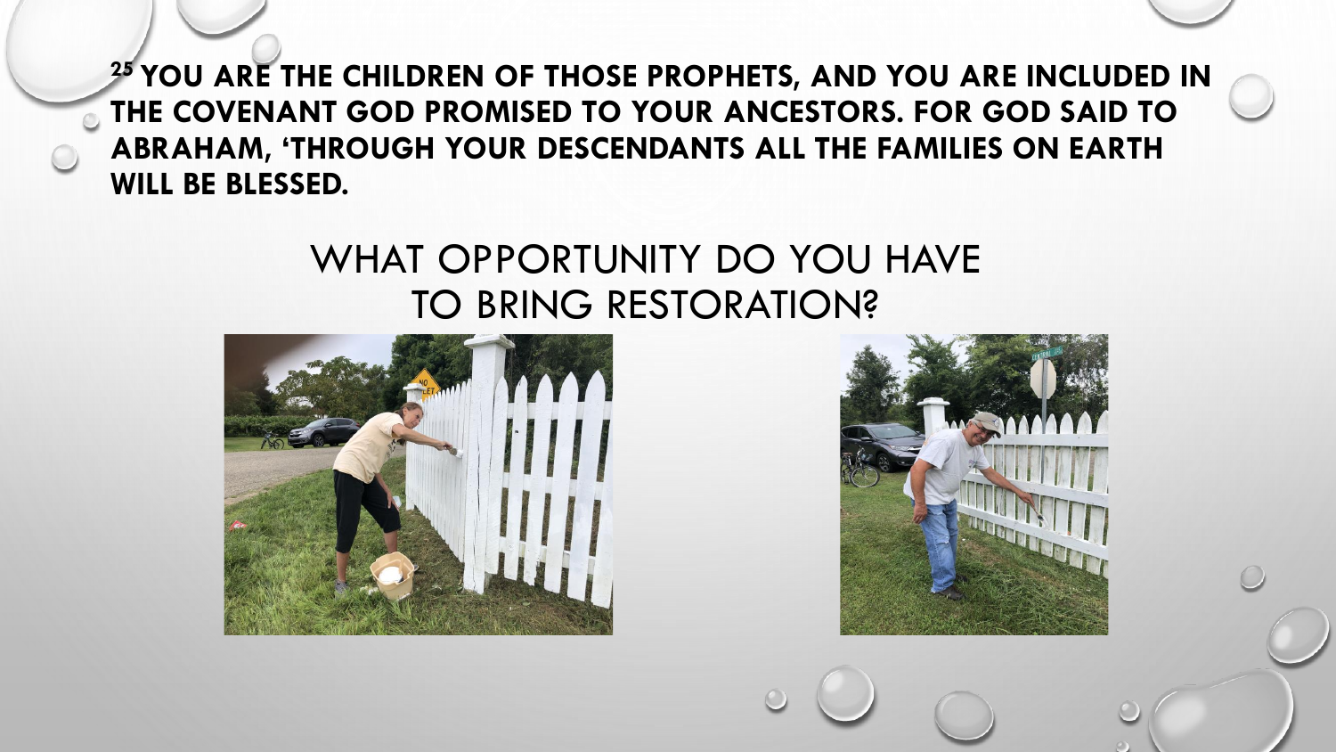[25] **YOU ARE THE CHILDREN OF THOSE PROPHETS, AND YOU ARE INCLUDED IN THE COVENANT GOD PROMISED TO YOUR ANCESTORS. FOR GOD SAID TO ABRAHAM, 'THROUGH YOUR DESCENDANTS ALL THE FAMILIES ON EARTH WILL BE BLESSED.**

## WHAT OPPORTUNITY DO YOU HAVE TO BRING RESTORATION?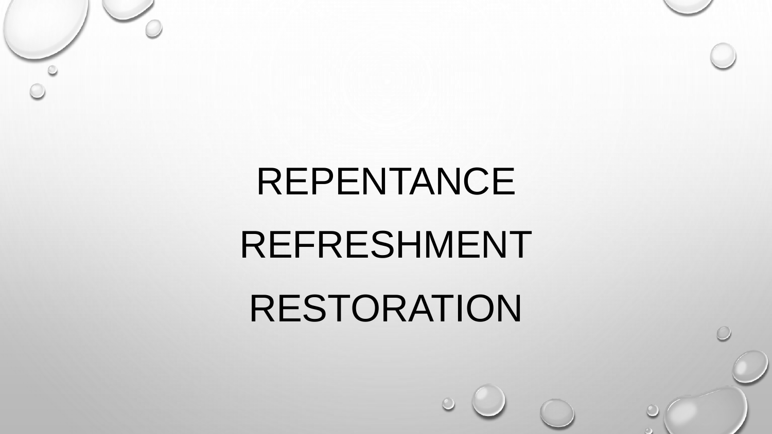REPENTANCE

REFRESHMENT

RESTORATION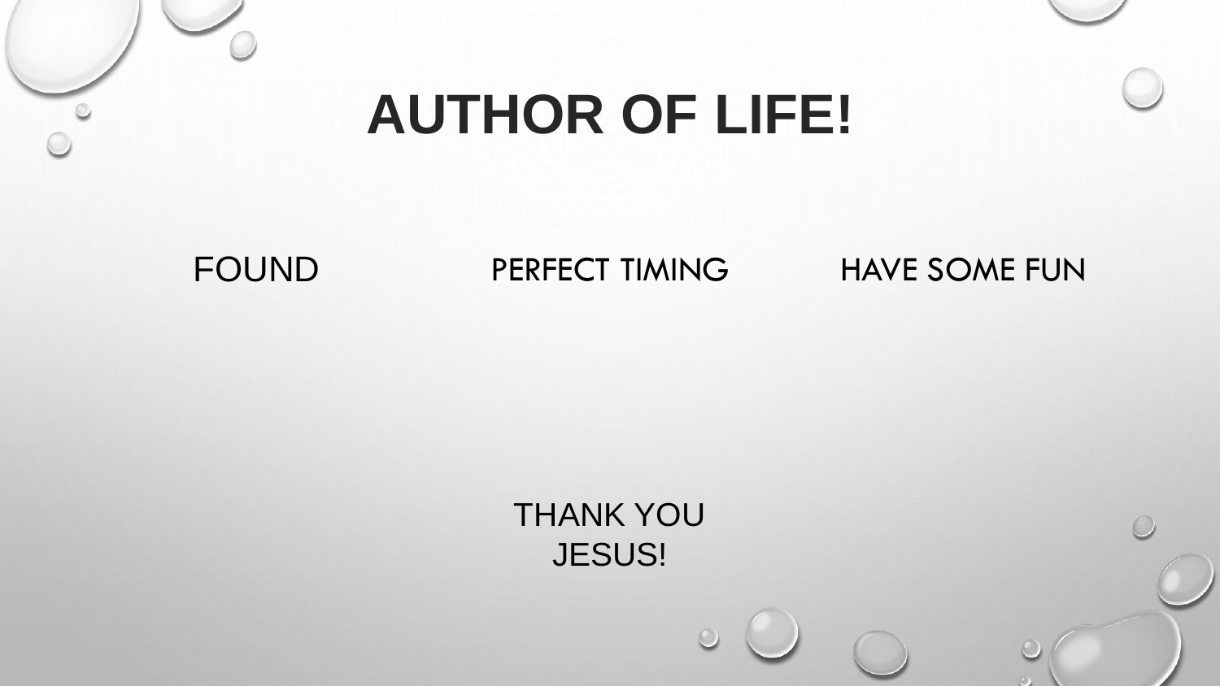# AUTHOR OF LIFE!

FOUND

PERFECT TIMING

HAVE SOME FUN

THANK YOU
JESUS!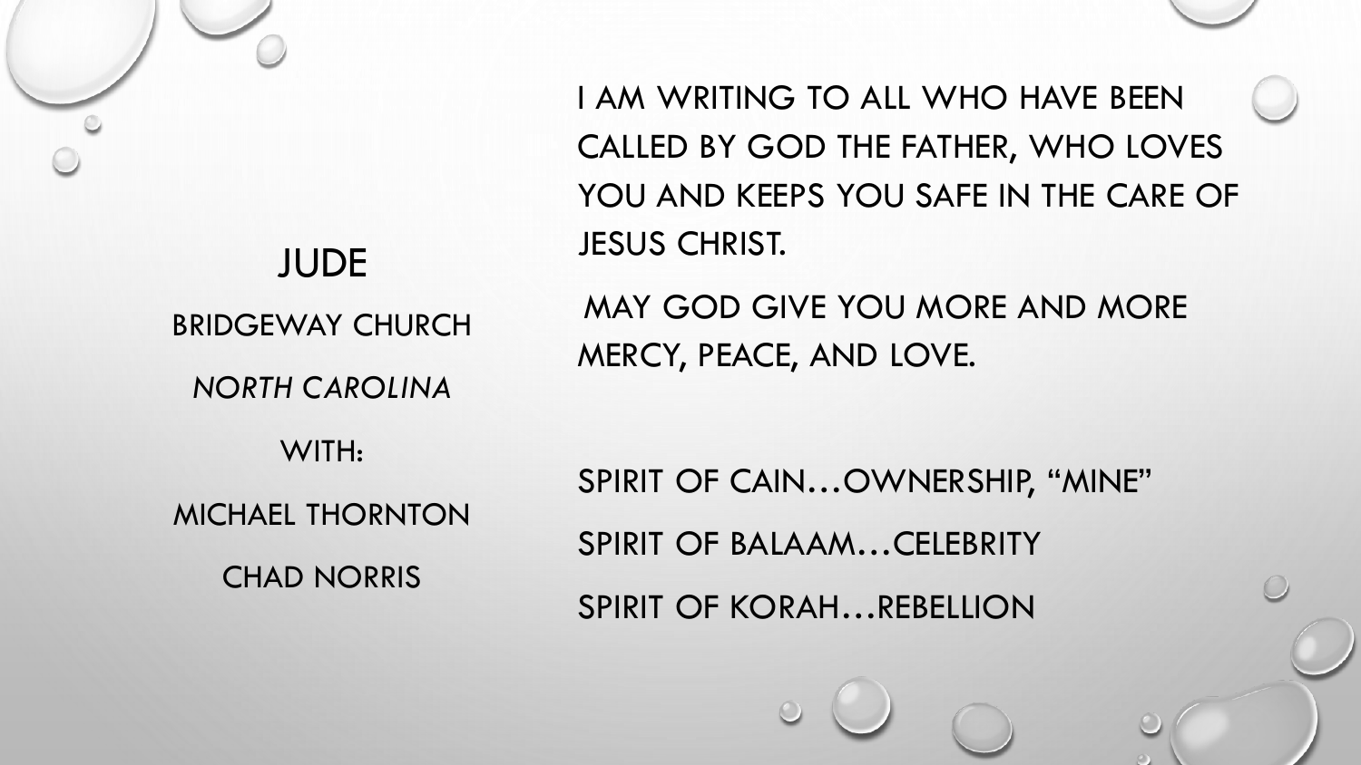# JUDE

BRIDGEWAY CHURCH

*NORTH CAROLINA*

WITH:

MICHAEL THORNTON

CHAD NORRIS

I AM WRITING TO ALL WHO HAVE BEEN CALLED BY GOD THE FATHER, WHO LOVES YOU AND KEEPS YOU SAFE IN THE CARE OF JESUS CHRIST.

MAY GOD GIVE YOU MORE AND MORE MERCY, PEACE, AND LOVE.

SPIRIT OF CAIN…OWNERSHIP, "MINE"

SPIRIT OF BALAAM…CELEBRITY

SPIRIT OF KORAH…REBELLION